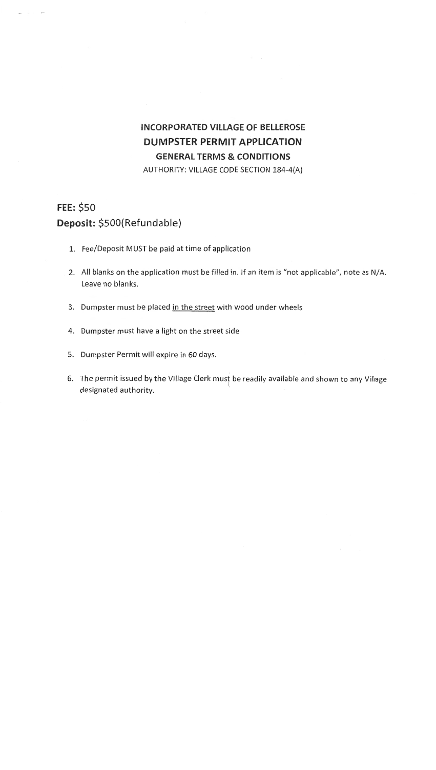# INCORPORATED VILLAGE OF BELLEROSE

## DUMPSTER PERMIT APPLICATION

### GENERAL TERMS & CONDITIONS

AUTHORITY: VILLAGE CODE SECTION 184-4(A)

**FEE:** $50

**Deposit:** $500(Refundable)

1. Fee/Deposit MUST be paid at time of application
2. All blanks on the application must be filled in. If an item is "not applicable", note as N/A. Leave no blanks.
3. Dumpster must be placed in the street with wood under wheels
4. Dumpster must have a light on the street side
5. Dumpster Permit will expire in 60 days.
6. The permit issued by the Village Clerk must be readily available and shown to any Village designated authority.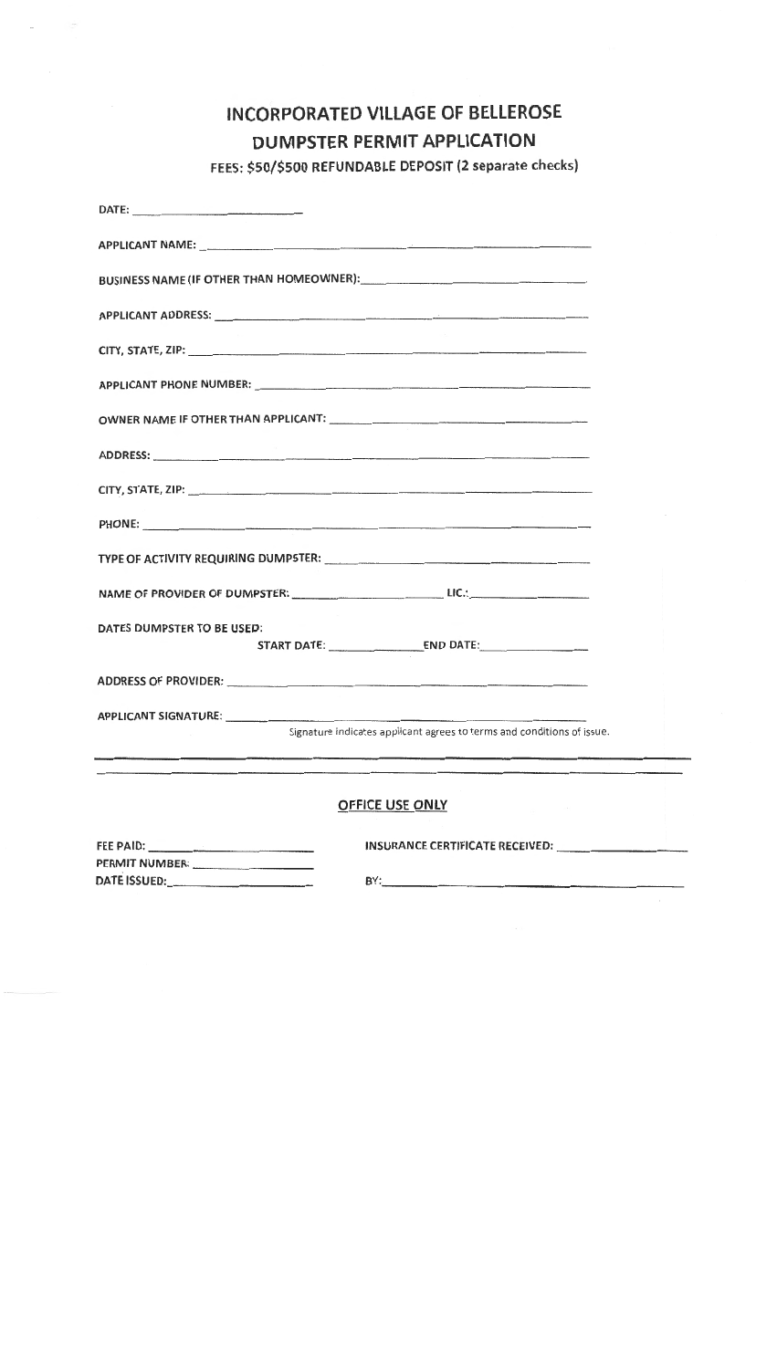# INCORPORATED VILLAGE OF BELLEROSE

## DUMPSTER PERMIT APPLICATION

**FEES: $50/$500 REFUNDABLE DEPOSIT (2 separate checks)**

DATE: ______________________

APPLICANT NAME: ______________________________________________

BUSINESS NAME (IF OTHER THAN HOMEOWNER): ______________________________

APPLICANT ADDRESS: ______________________________________________

CITY, STATE, ZIP: ______________________________________________

APPLICANT PHONE NUMBER: ______________________________________________

OWNER NAME IF OTHER THAN APPLICANT: ______________________________

ADDRESS: ______________________________________________

CITY, STATE, ZIP: ______________________________________________

PHONE: ______________________________________________

TYPE OF ACTIVITY REQUIRING DUMPSTER: ______________________________

NAME OF PROVIDER OF DUMPSTER: ____________________ LIC.: ______________

DATES DUMPSTER TO BE USED:

START DATE: ______________ END DATE: ______________

ADDRESS OF PROVIDER: ______________________________________________

APPLICANT SIGNATURE: ______________________________________________

Signature indicates applicant agrees to terms and conditions of issue.

---

**OFFICE USE ONLY**

FEE PAID: ______________________

PERMIT NUMBER: ______________________

DATE ISSUED: ______________________

INSURANCE CERTIFICATE RECEIVED: ______________________

BY: ______________________________________________